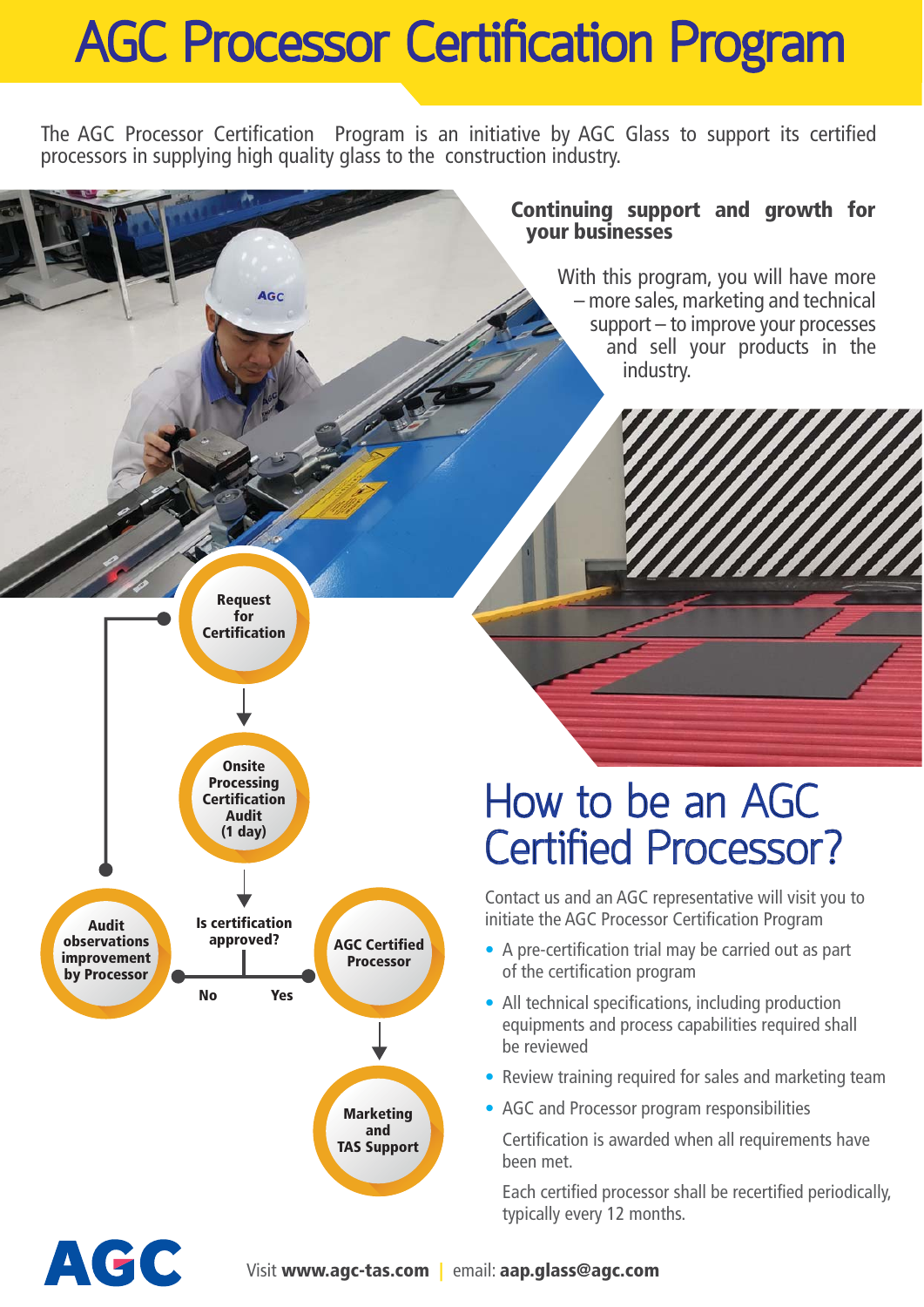# AGC Processor Certification Program

The AGC Processor Certification Program is an initiative by AGC Glass to support its certified processors in supplying high quality glass to the construction industry.

## Continuing support and growth for your businesses

With this program, you will have more – more sales, marketing and technical support – to improve your processes and sell your products in the industry.

Request for Certification

Onsite Processing Certification Audit (1 day)

Is certification approved?

No — Audit observations improvement by Processor

Yes — AGC Certified Processor

Marketing and TAS Support

## How to be an AGC Certified Processor?

Contact us and an AGC representative will visit you to initiate the AGC Processor Certification Program

- A pre-certification trial may be carried out as part of the certification program
- All technical specifications, including production equipments and process capabilities required shall be reviewed
- Review training required for sales and marketing team
- AGC and Processor program responsibilities

  Certification is awarded when all requirements have been met.

  Each certified processor shall be recertified periodically, typically every 12 months.

AGC

Visit **www.agc-tas.com** | email: **aap.glass@agc.com**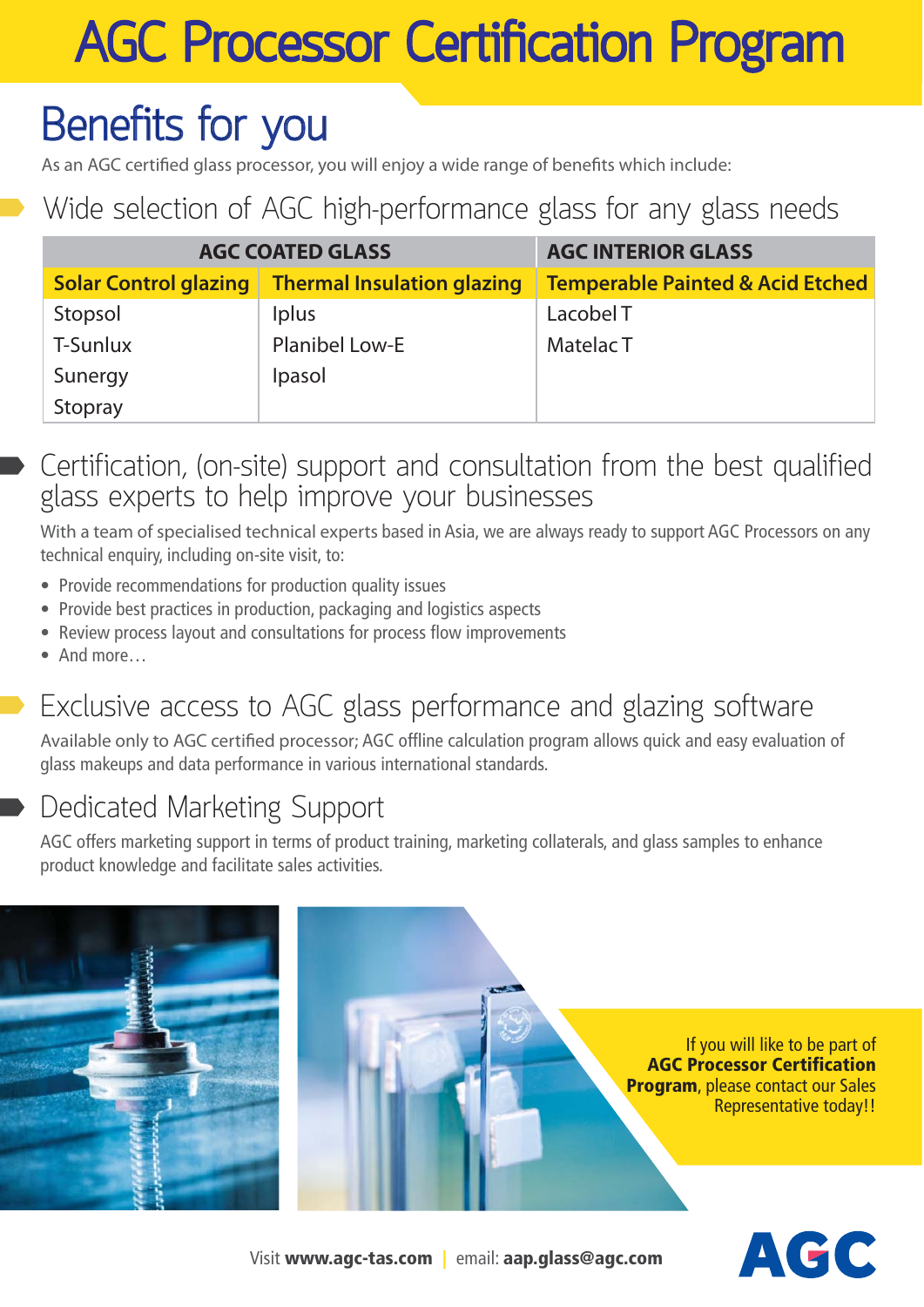# AGC Processor Certification Program

## Benefits for you

As an AGC certified glass processor, you will enjoy a wide range of benefits which include:

### Wide selection of AGC high-performance glass for any glass needs

| AGC COATED GLASS | | AGC INTERIOR GLASS |
|---|---|---|
| **Solar Control glazing** | **Thermal Insulation glazing** | **Temperable Painted & Acid Etched** |
| Stopsol | Iplus | Lacobel T |
| T-Sunlux | Planibel Low-E | Matelac T |
| Sunergy | Ipasol | |
| Stopray | | |

### Certification, (on-site) support and consultation from the best qualified glass experts to help improve your businesses

With a team of specialised technical experts based in Asia, we are always ready to support AGC Processors on any technical enquiry, including on-site visit, to:

- Provide recommendations for production quality issues
- Provide best practices in production, packaging and logistics aspects
- Review process layout and consultations for process flow improvements
- And more…

### Exclusive access to AGC glass performance and glazing software

Available only to AGC certified processor; AGC offline calculation program allows quick and easy evaluation of glass makeups and data performance in various international standards.

### Dedicated Marketing Support

AGC offers marketing support in terms of product training, marketing collaterals, and glass samples to enhance product knowledge and facilitate sales activities.

If you will like to be part of **AGC Processor Certification Program**, please contact our Sales Representative today!!

Visit **www.agc-tas.com** | email: **aap.glass@agc.com**

AGC